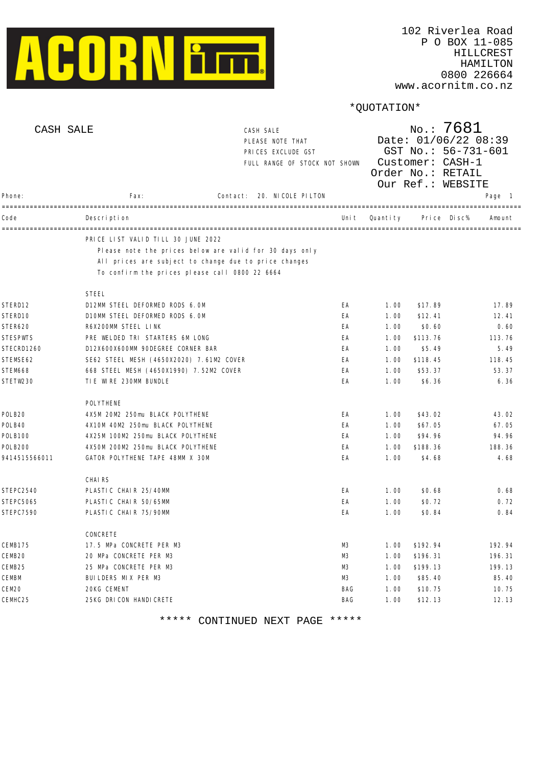ACORN ITM

102 Riverlea Road
P O BOX 11-085
HILLCREST
HAMILTON
0800 226664
www.acornitm.co.nz

*QUOTATION*

CASH SALE

CASH SALE
PLEASE NOTE THAT
PRICES EXCLUDE GST
FULL RANGE OF STOCK NOT SHOWN

No.: 7681
Date: 01/06/22 08:39
GST No.: 56-731-601
Customer: CASH-1
Order No.: RETAIL
Our Ref.: WEBSITE

Phone: Fax: Contact: 20. NICOLE PILTON

| Code | Description | Unit | Quantity | Price | Disc% | Amount |
|---|---|---|---|---|---|---|
| | PRICE LIST VALID TILL 30 JUNE 2022 | | | | | |
| | Please note the prices below are valid for 30 days only | | | | | |
| | All prices are subject to change due to price changes | | | | | |
| | To confirm the prices please call 0800 22 6664 | | | | | |
| | STEEL | | | | | |
| STERD12 | D12MM STEEL DEFORMED RODS 6.0M | EA | 1.00 | $17.89 | | 17.89 |
| STERD10 | D10MM STEEL DEFORMED RODS 6.0M | EA | 1.00 | $12.41 | | 12.41 |
| STER620 | R6X200MM STEEL LINK | EA | 1.00 | $0.60 | | 0.60 |
| STESPWTS | PRE WELDED TRI STARTERS 6M LONG | EA | 1.00 | $113.76 | | 113.76 |
| STECRD1260 | D12X600X600MM 90DEGREE CORNER BAR | EA | 1.00 | $5.49 | | 5.49 |
| STEMSE62 | SE62 STEEL MESH (4650X2020) 7.61M2 COVER | EA | 1.00 | $118.45 | | 118.45 |
| STEM668 | 668 STEEL MESH (4650X1990) 7.52M2 COVER | EA | 1.00 | $53.37 | | 53.37 |
| STETW230 | TIE WIRE 230MM BUNDLE | EA | 1.00 | $6.36 | | 6.36 |
| | POLYTHENE | | | | | |
| POLB20 | 4X5M 20M2 250mu BLACK POLYTHENE | EA | 1.00 | $43.02 | | 43.02 |
| POLB40 | 4X10M 40M2 250mu BLACK POLYTHENE | EA | 1.00 | $67.05 | | 67.05 |
| POLB100 | 4X25M 100M2 250mu BLACK POLYTHENE | EA | 1.00 | $94.96 | | 94.96 |
| POLB200 | 4X50M 200M2 250mu BLACK POLYTHENE | EA | 1.00 | $188.36 | | 188.36 |
| 9414515566011 | GATOR POLYTHENE TAPE 48MM X 30M | EA | 1.00 | $4.68 | | 4.68 |
| | CHAIRS | | | | | |
| STEPC2540 | PLASTIC CHAIR 25/40MM | EA | 1.00 | $0.68 | | 0.68 |
| STEPC5065 | PLASTIC CHAIR 50/65MM | EA | 1.00 | $0.72 | | 0.72 |
| STEPC7590 | PLASTIC CHAIR 75/90MM | EA | 1.00 | $0.84 | | 0.84 |
| | CONCRETE | | | | | |
| CEMB175 | 17.5 MPa CONCRETE PER M3 | M3 | 1.00 | $192.94 | | 192.94 |
| CEMB20 | 20 MPa CONCRETE PER M3 | M3 | 1.00 | $196.31 | | 196.31 |
| CEMB25 | 25 MPa CONCRETE PER M3 | M3 | 1.00 | $199.13 | | 199.13 |
| CEMBM | BUILDERS MIX PER M3 | M3 | 1.00 | $85.40 | | 85.40 |
| CEM20 | 20KG CEMENT | BAG | 1.00 | $10.75 | | 10.75 |
| CEMHC25 | 25KG DRICON HANDICRETE | BAG | 1.00 | $12.13 | | 12.13 |

***** CONTINUED NEXT PAGE *****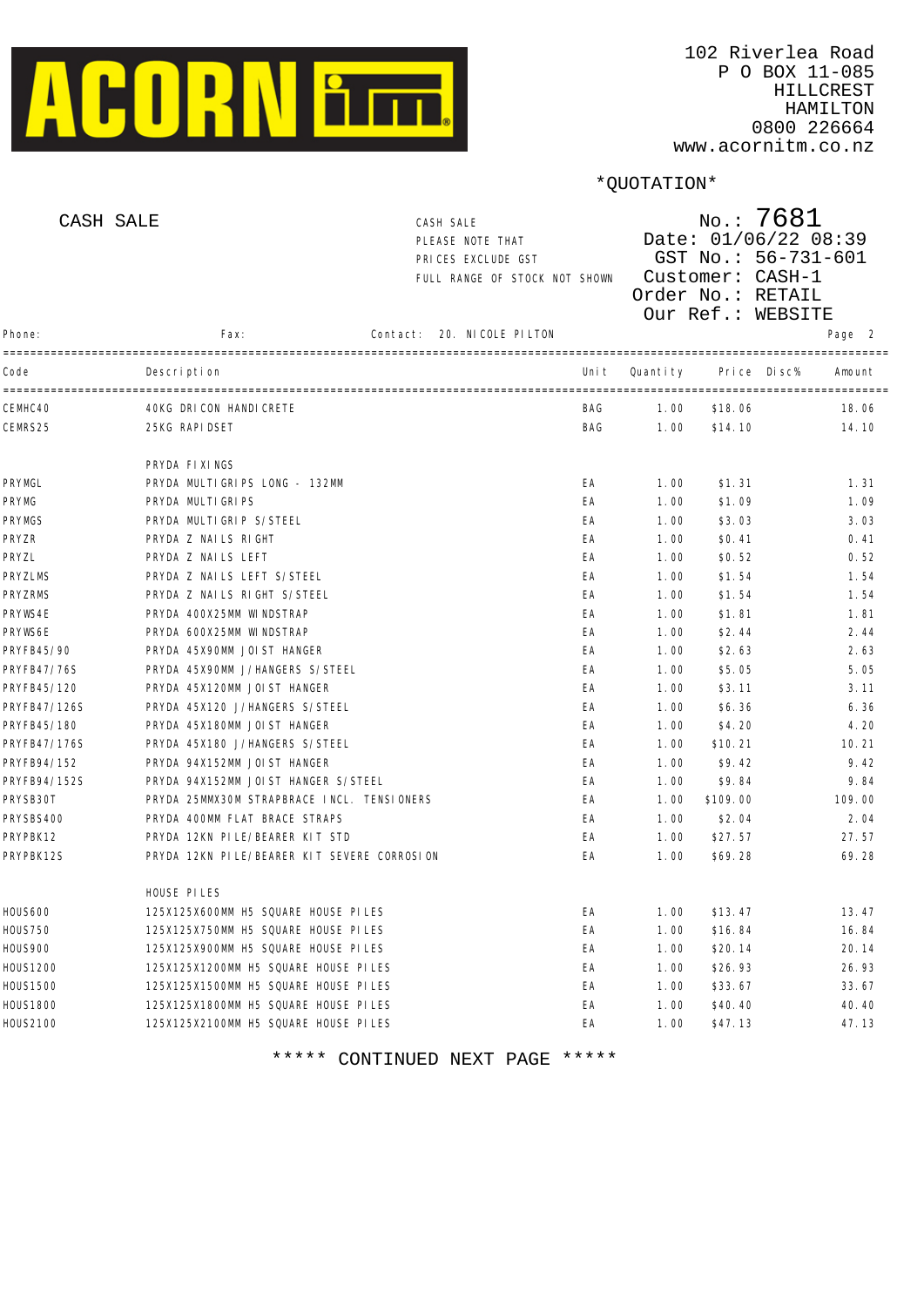ACORN ITM

102 Riverlea Road
P O BOX 11-085
HILLCREST
HAMILTON
0800 226664
www.acornitm.co.nz

*QUOTATION*

CASH SALE

CASH SALE
PLEASE NOTE THAT
PRICES EXCLUDE GST
FULL RANGE OF STOCK NOT SHOWN

No.: 7681
Date: 01/06/22 08:39
GST No.: 56-731-601
Customer: CASH-1
Order No.: RETAIL
Our Ref.: WEBSITE

Phone: | Fax: | Contact: 20. NICOLE PILTON

| Code | Description | Unit | Quantity | Price | Disc% | Amount |
|---|---|---|---|---|---|---|
| CEMHC40 | 40KG DRICON HANDICRETE | BAG | 1.00 | $18.06 | | 18.06 |
| CEMRS25 | 25KG RAPIDSET | BAG | 1.00 | $14.10 | | 14.10 |
| | PRYDA FIXINGS | | | | | |
| PRYMGL | PRYDA MULTIGRIPS LONG - 132MM | EA | 1.00 | $1.31 | | 1.31 |
| PRYMG | PRYDA MULTIGRIPS | EA | 1.00 | $1.09 | | 1.09 |
| PRYMGS | PRYDA MULTIGRIP S/STEEL | EA | 1.00 | $3.03 | | 3.03 |
| PRYZR | PRYDA Z NAILS RIGHT | EA | 1.00 | $0.41 | | 0.41 |
| PRYZL | PRYDA Z NAILS LEFT | EA | 1.00 | $0.52 | | 0.52 |
| PRYZLMS | PRYDA Z NAILS LEFT S/STEEL | EA | 1.00 | $1.54 | | 1.54 |
| PRYZRMS | PRYDA Z NAILS RIGHT S/STEEL | EA | 1.00 | $1.54 | | 1.54 |
| PRYWS4E | PRYDA 400X25MM WINDSTRAP | EA | 1.00 | $1.81 | | 1.81 |
| PRYWS6E | PRYDA 600X25MM WINDSTRAP | EA | 1.00 | $2.44 | | 2.44 |
| PRYFB45/90 | PRYDA 45X90MM JOIST HANGER | EA | 1.00 | $2.63 | | 2.63 |
| PRYFB47/76S | PRYDA 45X90MM J/HANGERS S/STEEL | EA | 1.00 | $5.05 | | 5.05 |
| PRYFB45/120 | PRYDA 45X120MM JOIST HANGER | EA | 1.00 | $3.11 | | 3.11 |
| PRYFB47/126S | PRYDA 45X120 J/HANGERS S/STEEL | EA | 1.00 | $6.36 | | 6.36 |
| PRYFB45/180 | PRYDA 45X180MM JOIST HANGER | EA | 1.00 | $4.20 | | 4.20 |
| PRYFB47/176S | PRYDA 45X180 J/HANGERS S/STEEL | EA | 1.00 | $10.21 | | 10.21 |
| PRYFB94/152 | PRYDA 94X152MM JOIST HANGER | EA | 1.00 | $9.42 | | 9.42 |
| PRYFB94/152S | PRYDA 94X152MM JOIST HANGER S/STEEL | EA | 1.00 | $9.84 | | 9.84 |
| PRYSB30T | PRYDA 25MMX30M STRAPBRACE INCL. TENSIONERS | EA | 1.00 | $109.00 | | 109.00 |
| PRYSBS400 | PRYDA 400MM FLAT BRACE STRAPS | EA | 1.00 | $2.04 | | 2.04 |
| PRYPBK12 | PRYDA 12KN PILE/BEARER KIT STD | EA | 1.00 | $27.57 | | 27.57 |
| PRYPBK12S | PRYDA 12KN PILE/BEARER KIT SEVERE CORROSION | EA | 1.00 | $69.28 | | 69.28 |
| | HOUSE PILES | | | | | |
| HOUS600 | 125X125X600MM H5 SQUARE HOUSE PILES | EA | 1.00 | $13.47 | | 13.47 |
| HOUS750 | 125X125X750MM H5 SQUARE HOUSE PILES | EA | 1.00 | $16.84 | | 16.84 |
| HOUS900 | 125X125X900MM H5 SQUARE HOUSE PILES | EA | 1.00 | $20.14 | | 20.14 |
| HOUS1200 | 125X125X1200MM H5 SQUARE HOUSE PILES | EA | 1.00 | $26.93 | | 26.93 |
| HOUS1500 | 125X125X1500MM H5 SQUARE HOUSE PILES | EA | 1.00 | $33.67 | | 33.67 |
| HOUS1800 | 125X125X1800MM H5 SQUARE HOUSE PILES | EA | 1.00 | $40.40 | | 40.40 |
| HOUS2100 | 125X125X2100MM H5 SQUARE HOUSE PILES | EA | 1.00 | $47.13 | | 47.13 |

***** CONTINUED NEXT PAGE *****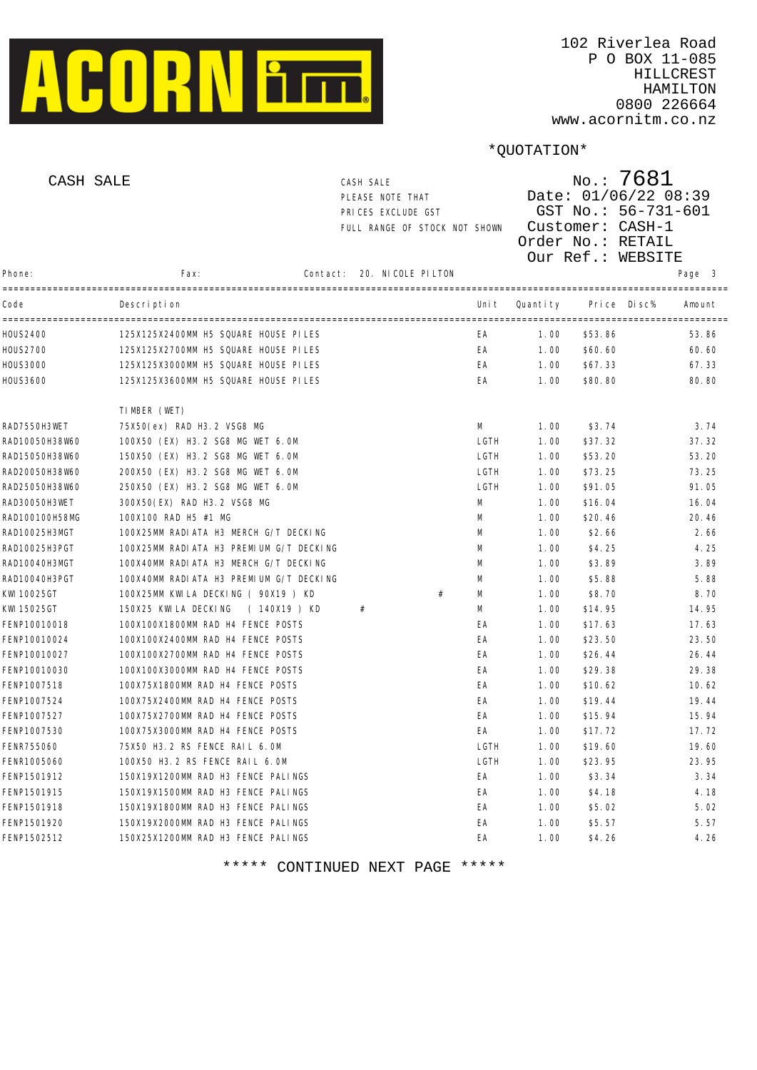ACORN ITM

102 Riverlea Road
P O BOX 11-085
HILLCREST
HAMILTON
0800 226664
www.acornitm.co.nz

*QUOTATION*

CASH SALE

CASH SALE
PLEASE NOTE THAT
PRICES EXCLUDE GST
FULL RANGE OF STOCK NOT SHOWN

No.: 7681
Date: 01/06/22 08:39
GST No.: 56-731-601
Customer: CASH-1
Order No.: RETAIL
Our Ref.: WEBSITE

Phone: Fax: Contact: 20. NICOLE PILTON

| Code | Description | | Unit | Quantity | Price | Disc% | Amount |
|---|---|---|---|---|---|---|---|
| HOUS2400 | 125X125X2400MM H5 SQUARE HOUSE PILES | | EA | 1.00 | $53.86 | | 53.86 |
| HOUS2700 | 125X125X2700MM H5 SQUARE HOUSE PILES | | EA | 1.00 | $60.60 | | 60.60 |
| HOUS3000 | 125X125X3000MM H5 SQUARE HOUSE PILES | | EA | 1.00 | $67.33 | | 67.33 |
| HOUS3600 | 125X125X3600MM H5 SQUARE HOUSE PILES | | EA | 1.00 | $80.80 | | 80.80 |
| | TIMBER (WET) | | | | | | |
| RAD7550H3WET | 75X50(ex) RAD H3.2 VSG8 MG | | M | 1.00 | $3.74 | | 3.74 |
| RAD10050H38W60 | 100X50 (EX) H3.2 SG8 MG WET 6.0M | | LGTH | 1.00 | $37.32 | | 37.32 |
| RAD15050H38W60 | 150X50 (EX) H3.2 SG8 MG WET 6.0M | | LGTH | 1.00 | $53.20 | | 53.20 |
| RAD20050H38W60 | 200X50 (EX) H3.2 SG8 MG WET 6.0M | | LGTH | 1.00 | $73.25 | | 73.25 |
| RAD25050H38W60 | 250X50 (EX) H3.2 SG8 MG WET 6.0M | | LGTH | 1.00 | $91.05 | | 91.05 |
| RAD30050H3WET | 300X50(EX) RAD H3.2 VSG8 MG | | M | 1.00 | $16.04 | | 16.04 |
| RAD100100H58MG | 100X100 RAD H5 #1 MG | | M | 1.00 | $20.46 | | 20.46 |
| RAD10025H3MGT | 100X25MM RADIATA H3 MERCH G/T DECKING | | M | 1.00 | $2.66 | | 2.66 |
| RAD10025H3PGT | 100X25MM RADIATA H3 PREMIUM G/T DECKING | | M | 1.00 | $4.25 | | 4.25 |
| RAD10040H3MGT | 100X40MM RADIATA H3 MERCH G/T DECKING | | M | 1.00 | $3.89 | | 3.89 |
| RAD10040H3PGT | 100X40MM RADIATA H3 PREMIUM G/T DECKING | | M | 1.00 | $5.88 | | 5.88 |
| KWI10025GT | 100X25MM KWILA DECKING ( 90X19 ) KD | # | M | 1.00 | $8.70 | | 8.70 |
| KWI15025GT | 150X25 KWILA DECKING ( 140X19 ) KD | # | M | 1.00 | $14.95 | | 14.95 |
| FENP10010018 | 100X100X1800MM RAD H4 FENCE POSTS | | EA | 1.00 | $17.63 | | 17.63 |
| FENP10010024 | 100X100X2400MM RAD H4 FENCE POSTS | | EA | 1.00 | $23.50 | | 23.50 |
| FENP10010027 | 100X100X2700MM RAD H4 FENCE POSTS | | EA | 1.00 | $26.44 | | 26.44 |
| FENP10010030 | 100X100X3000MM RAD H4 FENCE POSTS | | EA | 1.00 | $29.38 | | 29.38 |
| FENP1007518 | 100X75X1800MM RAD H4 FENCE POSTS | | EA | 1.00 | $10.62 | | 10.62 |
| FENP1007524 | 100X75X2400MM RAD H4 FENCE POSTS | | EA | 1.00 | $19.44 | | 19.44 |
| FENP1007527 | 100X75X2700MM RAD H4 FENCE POSTS | | EA | 1.00 | $15.94 | | 15.94 |
| FENP1007530 | 100X75X3000MM RAD H4 FENCE POSTS | | EA | 1.00 | $17.72 | | 17.72 |
| FENR755060 | 75X50 H3.2 RS FENCE RAIL 6.0M | | LGTH | 1.00 | $19.60 | | 19.60 |
| FENR1005060 | 100X50 H3.2 RS FENCE RAIL 6.0M | | LGTH | 1.00 | $23.95 | | 23.95 |
| FENP1501912 | 150X19X1200MM RAD H3 FENCE PALINGS | | EA | 1.00 | $3.34 | | 3.34 |
| FENP1501915 | 150X19X1500MM RAD H3 FENCE PALINGS | | EA | 1.00 | $4.18 | | 4.18 |
| FENP1501918 | 150X19X1800MM RAD H3 FENCE PALINGS | | EA | 1.00 | $5.02 | | 5.02 |
| FENP1501920 | 150X19X2000MM RAD H3 FENCE PALINGS | | EA | 1.00 | $5.57 | | 5.57 |
| FENP1502512 | 150X25X1200MM RAD H3 FENCE PALINGS | | EA | 1.00 | $4.26 | | 4.26 |

***** CONTINUED NEXT PAGE *****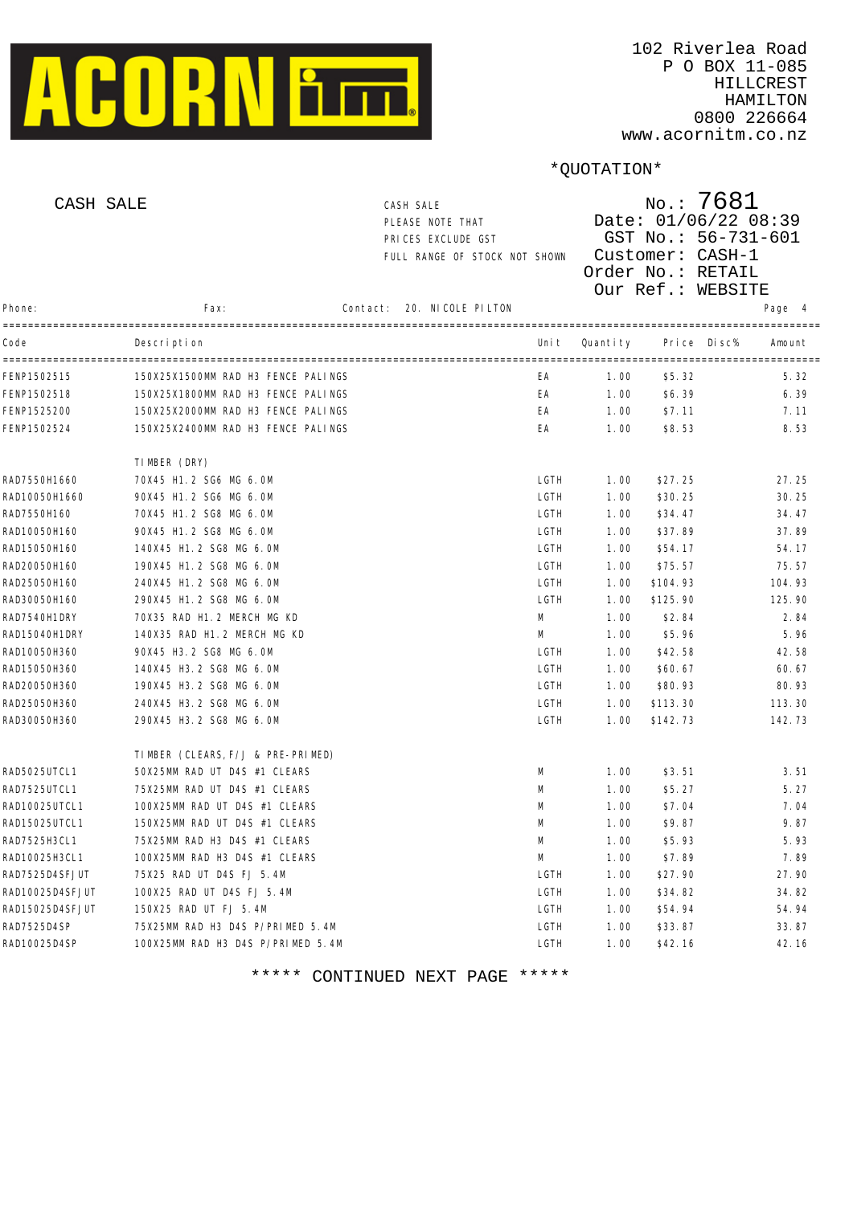**ACORN itm**

102 Riverlea Road
P O BOX 11-085
HILLCREST
HAMILTON
0800 226664
www.acornitm.co.nz

*QUOTATION*

CASH SALE

CASH SALE
PLEASE NOTE THAT
PRICES EXCLUDE GST
FULL RANGE OF STOCK NOT SHOWN

No.: 7681
Date: 01/06/22 08:39
GST No.: 56-731-601
Customer: CASH-1
Order No.: RETAIL
Our Ref.: WEBSITE

Phone: Fax: Contact: 20. NICOLE PILTON

| Code | Description | Unit | Quantity | Price | Disc% | Amount |
|---|---|---|---|---|---|---|
| FENP1502515 | 150X25X1500MM RAD H3 FENCE PALINGS | EA | 1.00 | $5.32 | | 5.32 |
| FENP1502518 | 150X25X1800MM RAD H3 FENCE PALINGS | EA | 1.00 | $6.39 | | 6.39 |
| FENP1525200 | 150X25X2000MM RAD H3 FENCE PALINGS | EA | 1.00 | $7.11 | | 7.11 |
| FENP1502524 | 150X25X2400MM RAD H3 FENCE PALINGS | EA | 1.00 | $8.53 | | 8.53 |
| | TIMBER (DRY) | | | | | |
| RAD7550H1660 | 70X45 H1.2 SG6 MG 6.0M | LGTH | 1.00 | $27.25 | | 27.25 |
| RAD10050H1660 | 90X45 H1.2 SG6 MG 6.0M | LGTH | 1.00 | $30.25 | | 30.25 |
| RAD7550H160 | 70X45 H1.2 SG8 MG 6.0M | LGTH | 1.00 | $34.47 | | 34.47 |
| RAD10050H160 | 90X45 H1.2 SG8 MG 6.0M | LGTH | 1.00 | $37.89 | | 37.89 |
| RAD15050H160 | 140X45 H1.2 SG8 MG 6.0M | LGTH | 1.00 | $54.17 | | 54.17 |
| RAD20050H160 | 190X45 H1.2 SG8 MG 6.0M | LGTH | 1.00 | $75.57 | | 75.57 |
| RAD25050H160 | 240X45 H1.2 SG8 MG 6.0M | LGTH | 1.00 | $104.93 | | 104.93 |
| RAD30050H160 | 290X45 H1.2 SG8 MG 6.0M | LGTH | 1.00 | $125.90 | | 125.90 |
| RAD7540H1DRY | 70X35 RAD H1.2 MERCH MG KD | M | 1.00 | $2.84 | | 2.84 |
| RAD15040H1DRY | 140X35 RAD H1.2 MERCH MG KD | M | 1.00 | $5.96 | | 5.96 |
| RAD10050H360 | 90X45 H3.2 SG8 MG 6.0M | LGTH | 1.00 | $42.58 | | 42.58 |
| RAD15050H360 | 140X45 H3.2 SG8 MG 6.0M | LGTH | 1.00 | $60.67 | | 60.67 |
| RAD20050H360 | 190X45 H3.2 SG8 MG 6.0M | LGTH | 1.00 | $80.93 | | 80.93 |
| RAD25050H360 | 240X45 H3.2 SG8 MG 6.0M | LGTH | 1.00 | $113.30 | | 113.30 |
| RAD30050H360 | 290X45 H3.2 SG8 MG 6.0M | LGTH | 1.00 | $142.73 | | 142.73 |
| | TIMBER (CLEARS,F/J & PRE-PRIMED) | | | | | |
| RAD5025UTCL1 | 50X25MM RAD UT D4S #1 CLEARS | M | 1.00 | $3.51 | | 3.51 |
| RAD7525UTCL1 | 75X25MM RAD UT D4S #1 CLEARS | M | 1.00 | $5.27 | | 5.27 |
| RAD10025UTCL1 | 100X25MM RAD UT D4S #1 CLEARS | M | 1.00 | $7.04 | | 7.04 |
| RAD15025UTCL1 | 150X25MM RAD UT D4S #1 CLEARS | M | 1.00 | $9.87 | | 9.87 |
| RAD7525H3CL1 | 75X25MM RAD H3 D4S #1 CLEARS | M | 1.00 | $5.93 | | 5.93 |
| RAD10025H3CL1 | 100X25MM RAD H3 D4S #1 CLEARS | M | 1.00 | $7.89 | | 7.89 |
| RAD7525D4SFJUT | 75X25 RAD UT D4S FJ 5.4M | LGTH | 1.00 | $27.90 | | 27.90 |
| RAD10025D4SFJUT | 100X25 RAD UT D4S FJ 5.4M | LGTH | 1.00 | $34.82 | | 34.82 |
| RAD15025D4SFJUT | 150X25 RAD UT FJ 5.4M | LGTH | 1.00 | $54.94 | | 54.94 |
| RAD7525D4SP | 75X25MM RAD H3 D4S P/PRIMED 5.4M | LGTH | 1.00 | $33.87 | | 33.87 |
| RAD10025D4SP | 100X25MM RAD H3 D4S P/PRIMED 5.4M | LGTH | 1.00 | $42.16 | | 42.16 |

***** CONTINUED NEXT PAGE *****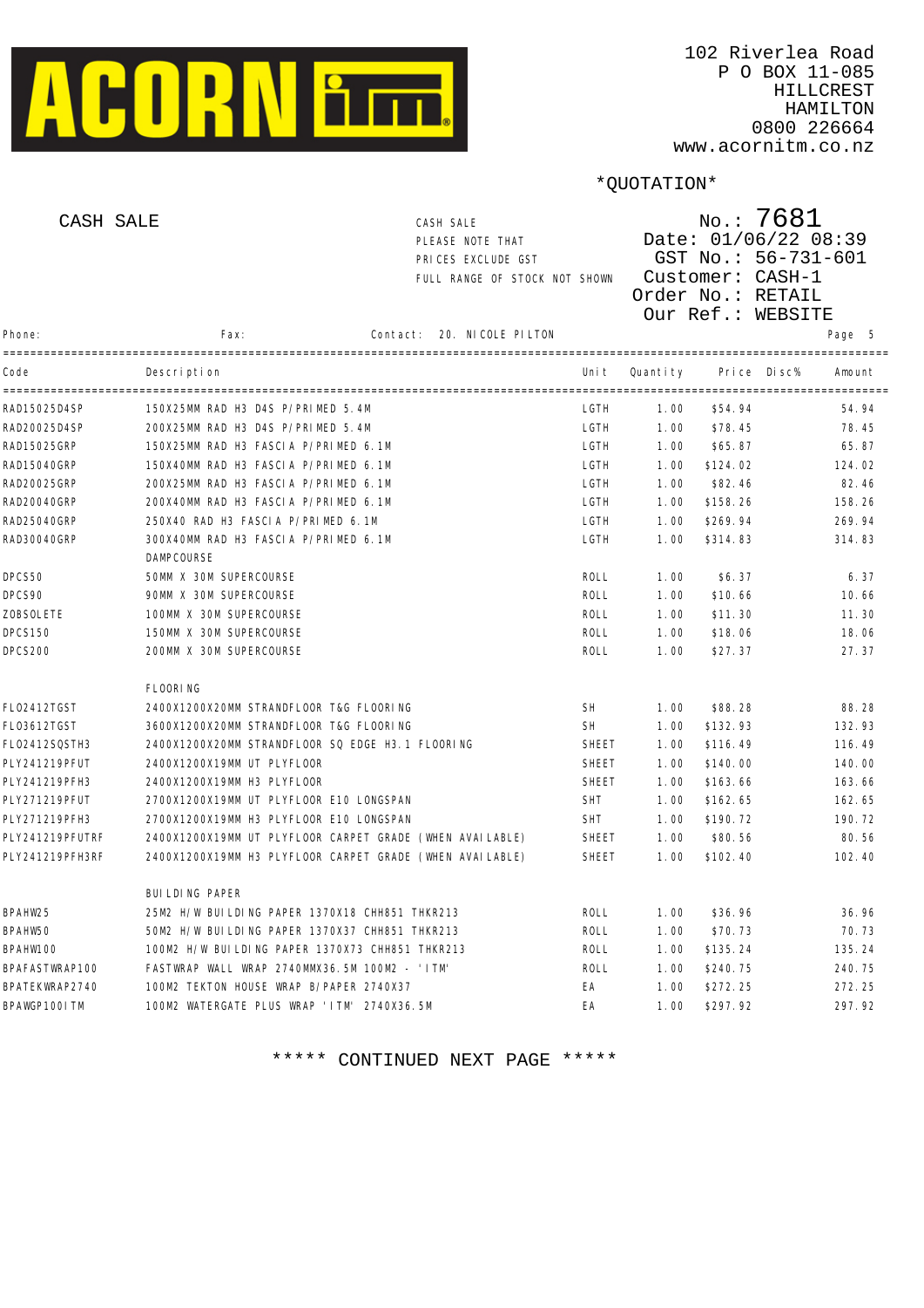102 Riverlea Road
P O BOX 11-085
HILLCREST
HAMILTON
0800 226664
www.acornitm.co.nz

*QUOTATION*

CASH SALE

CASH SALE
PLEASE NOTE THAT
PRICES EXCLUDE GST
FULL RANGE OF STOCK NOT SHOWN

No.: 7681
Date: 01/06/22 08:39
GST No.: 56-731-601
Customer: CASH-1
Order No.: RETAIL
Our Ref.: WEBSITE

Phone: Fax: Contact: 20. NICOLE PILTON

| Code | Description | Unit | Quantity | Price | Disc% | Amount |
|---|---|---|---|---|---|---|
| RAD15025D4SP | 150X25MM RAD H3 D4S P/PRIMED 5.4M | LGTH | 1.00 | $54.94 | | 54.94 |
| RAD20025D4SP | 200X25MM RAD H3 D4S P/PRIMED 5.4M | LGTH | 1.00 | $78.45 | | 78.45 |
| RAD15025GRP | 150X25MM RAD H3 FASCIA P/PRIMED 6.1M | LGTH | 1.00 | $65.87 | | 65.87 |
| RAD15040GRP | 150X40MM RAD H3 FASCIA P/PRIMED 6.1M | LGTH | 1.00 | $124.02 | | 124.02 |
| RAD20025GRP | 200X25MM RAD H3 FASCIA P/PRIMED 6.1M | LGTH | 1.00 | $82.46 | | 82.46 |
| RAD20040GRP | 200X40MM RAD H3 FASCIA P/PRIMED 6.1M | LGTH | 1.00 | $158.26 | | 158.26 |
| RAD25040GRP | 250X40 RAD H3 FASCIA P/PRIMED 6.1M | LGTH | 1.00 | $269.94 | | 269.94 |
| RAD30040GRP | 300X40MM RAD H3 FASCIA P/PRIMED 6.1M | LGTH | 1.00 | $314.83 | | 314.83 |
| | DAMPCOURSE | | | | | |
| DPCS50 | 50MM X 30M SUPERCOURSE | ROLL | 1.00 | $6.37 | | 6.37 |
| DPCS90 | 90MM X 30M SUPERCOURSE | ROLL | 1.00 | $10.66 | | 10.66 |
| ZOBSOLETE | 100MM X 30M SUPERCOURSE | ROLL | 1.00 | $11.30 | | 11.30 |
| DPCS150 | 150MM X 30M SUPERCOURSE | ROLL | 1.00 | $18.06 | | 18.06 |
| DPCS200 | 200MM X 30M SUPERCOURSE | ROLL | 1.00 | $27.37 | | 27.37 |
| | FLOORING | | | | | |
| FLO2412TGST | 2400X1200X20MM STRANDFLOOR T&G FLOORING | SH | 1.00 | $88.28 | | 88.28 |
| FLO3612TGST | 3600X1200X20MM STRANDFLOOR T&G FLOORING | SH | 1.00 | $132.93 | | 132.93 |
| FLO2412SQSTH3 | 2400X1200X20MM STRANDFLOOR SQ EDGE H3.1 FLOORING | SHEET | 1.00 | $116.49 | | 116.49 |
| PLY241219PFUT | 2400X1200X19MM UT PLYFLOOR | SHEET | 1.00 | $140.00 | | 140.00 |
| PLY241219PFH3 | 2400X1200X19MM H3 PLYFLOOR | SHEET | 1.00 | $163.66 | | 163.66 |
| PLY271219PFUT | 2700X1200X19MM UT PLYFLOOR E10 LONGSPAN | SHT | 1.00 | $162.65 | | 162.65 |
| PLY271219PFH3 | 2700X1200X19MM H3 PLYFLOOR E10 LONGSPAN | SHT | 1.00 | $190.72 | | 190.72 |
| PLY241219PFUTRF | 2400X1200X19MM UT PLYFLOOR CARPET GRADE (WHEN AVAILABLE) | SHEET | 1.00 | $80.56 | | 80.56 |
| PLY241219PFH3RF | 2400X1200X19MM H3 PLYFLOOR CARPET GRADE (WHEN AVAILABLE) | SHEET | 1.00 | $102.40 | | 102.40 |
| | BUILDING PAPER | | | | | |
| BPAHW25 | 25M2 H/W BUILDING PAPER 1370X18 CHH851 THKR213 | ROLL | 1.00 | $36.96 | | 36.96 |
| BPAHW50 | 50M2 H/W BUILDING PAPER 1370X37 CHH851 THKR213 | ROLL | 1.00 | $70.73 | | 70.73 |
| BPAHW100 | 100M2 H/W BUILDING PAPER 1370X73 CHH851 THKR213 | ROLL | 1.00 | $135.24 | | 135.24 |
| BPAFASTWRAP100 | FASTWRAP WALL WRAP 2740MMX36.5M 100M2 - 'ITM' | ROLL | 1.00 | $240.75 | | 240.75 |
| BPATEKWRAP2740 | 100M2 TEKTON HOUSE WRAP B/PAPER 2740X37 | EA | 1.00 | $272.25 | | 272.25 |
| BPAWGP100ITM | 100M2 WATERGATE PLUS WRAP 'ITM' 2740X36.5M | EA | 1.00 | $297.92 | | 297.92 |

***** CONTINUED NEXT PAGE *****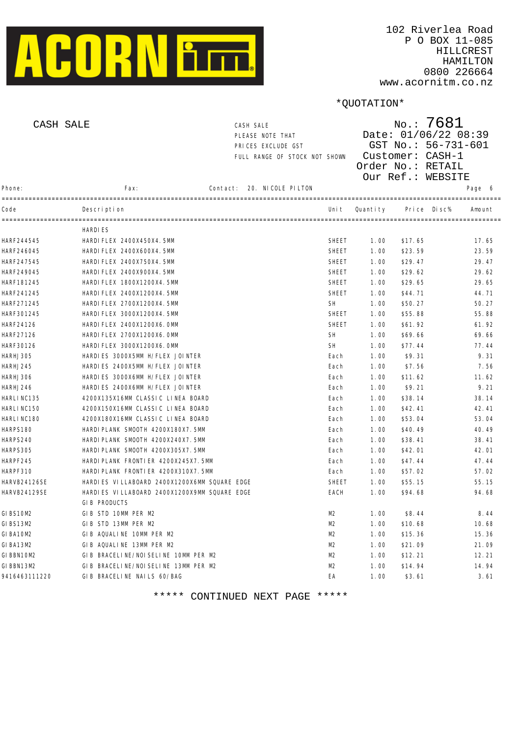ACORN ITM

102 Riverlea Road
P O BOX 11-085
HILLCREST
HAMILTON
0800 226664
www.acornitm.co.nz

*QUOTATION*

CASH SALE

CASH SALE
PLEASE NOTE THAT
PRICES EXCLUDE GST
FULL RANGE OF STOCK NOT SHOWN

No.: 7681
Date: 01/06/22 08:39
GST No.: 56-731-601
Customer: CASH-1
Order No.: RETAIL
Our Ref.: WEBSITE

Phone: Fax: Contact: 20. NICOLE PILTON

| Code | Description | Unit | Quantity | Price | Disc% | Amount |
|---|---|---|---|---|---|---|
| | HARDIES | | | | | |
| HARF244545 | HARDIFLEX 2400X450X4.5MM | SHEET | 1.00 | $17.65 | | 17.65 |
| HARF246045 | HARDIFLEX 2400X600X4.5MM | SHEET | 1.00 | $23.59 | | 23.59 |
| HARF247545 | HARDIFLEX 2400X750X4.5MM | SHEET | 1.00 | $29.47 | | 29.47 |
| HARF249045 | HARDIFLEX 2400X900X4.5MM | SHEET | 1.00 | $29.62 | | 29.62 |
| HARF181245 | HARDIFLEX 1800X1200X4.5MM | SHEET | 1.00 | $29.65 | | 29.65 |
| HARF241245 | HARDIFLEX 2400X1200X4.5MM | SHEET | 1.00 | $44.71 | | 44.71 |
| HARF271245 | HARDIFLEX 2700X1200X4.5MM | SH | 1.00 | $50.27 | | 50.27 |
| HARF301245 | HARDIFLEX 3000X1200X4.5MM | SHEET | 1.00 | $55.88 | | 55.88 |
| HARF24126 | HARDIFLEX 2400X1200X6.0MM | SHEET | 1.00 | $61.92 | | 61.92 |
| HARF27126 | HARDIFLEX 2700X1200X6.0MM | SH | 1.00 | $69.66 | | 69.66 |
| HARF30126 | HARDIFLEX 3000X1200X6.0MM | SH | 1.00 | $77.44 | | 77.44 |
| HARHJ305 | HARDIES 3000X5MM H/FLEX JOINTER | Each | 1.00 | $9.31 | | 9.31 |
| HARHJ245 | HARDIES 2400X5MM H/FLEX JOINTER | Each | 1.00 | $7.56 | | 7.56 |
| HARHJ306 | HARDIES 3000X6MM H/FLEX JOINTER | Each | 1.00 | $11.62 | | 11.62 |
| HARHJ246 | HARDIES 2400X6MM H/FLEX JOINTER | Each | 1.00 | $9.21 | | 9.21 |
| HARLINC135 | 4200X135X16MM CLASSIC LINEA BOARD | Each | 1.00 | $38.14 | | 38.14 |
| HARLINC150 | 4200X150X16MM CLASSIC LINEA BOARD | Each | 1.00 | $42.41 | | 42.41 |
| HARLINC180 | 4200X180X16MM CLASSIC LINEA BOARD | Each | 1.00 | $53.04 | | 53.04 |
| HARPS180 | HARDIPLANK SMOOTH 4200X180X7.5MM | Each | 1.00 | $40.49 | | 40.49 |
| HARPS240 | HARDIPLANK SMOOTH 4200X240X7.5MM | Each | 1.00 | $38.41 | | 38.41 |
| HARPS305 | HARDIPLANK SMOOTH 4200X305X7.5MM | Each | 1.00 | $42.01 | | 42.01 |
| HARPF245 | HARDIPLANK FRONTIER 4200X245X7.5MM | Each | 1.00 | $47.44 | | 47.44 |
| HARPF310 | HARDIPLANK FRONTIER 4200X310X7.5MM | Each | 1.00 | $57.02 | | 57.02 |
| HARVB24126SE | HARDIES VILLABOARD 2400X1200X6MM SQUARE EDGE | SHEET | 1.00 | $55.15 | | 55.15 |
| HARVB24129SE | HARDIES VILLABOARD 2400X1200X9MM SQUARE EDGE | EACH | 1.00 | $94.68 | | 94.68 |
| | GIB PRODUCTS | | | | | |
| GIBS10M2 | GIB STD 10MM PER M2 | M2 | 1.00 | $8.44 | | 8.44 |
| GIBS13M2 | GIB STD 13MM PER M2 | M2 | 1.00 | $10.68 | | 10.68 |
| GIBA10M2 | GIB AQUALINE 10MM PER M2 | M2 | 1.00 | $15.36 | | 15.36 |
| GIBA13M2 | GIB AQUALINE 13MM PER M2 | M2 | 1.00 | $21.09 | | 21.09 |
| GIBBN10M2 | GIB BRACELINE/NOISELINE 10MM PER M2 | M2 | 1.00 | $12.21 | | 12.21 |
| GIBBN13M2 | GIB BRACELINE/NOISELINE 13MM PER M2 | M2 | 1.00 | $14.94 | | 14.94 |
| 9416463111220 | GIB BRACELINE NAILS 60/BAG | EA | 1.00 | $3.61 | | 3.61 |

***** CONTINUED NEXT PAGE *****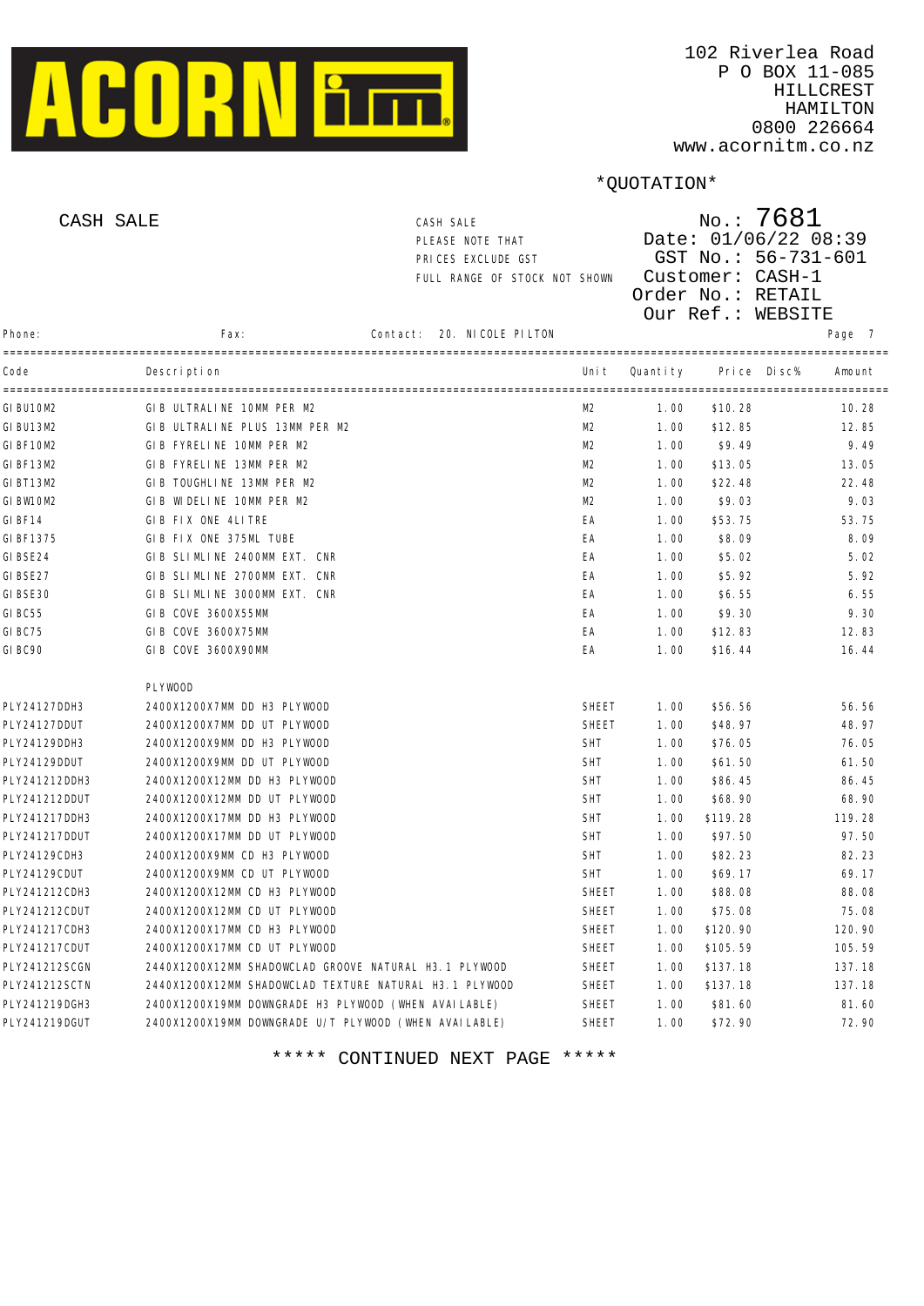**ACORN ITM**

102 Riverlea Road
P O BOX 11-085
HILLCREST
HAMILTON
0800 226664
www.acornitm.co.nz

*QUOTATION*

CASH SALE

CASH SALE
PLEASE NOTE THAT
PRICES EXCLUDE GST
FULL RANGE OF STOCK NOT SHOWN

No.: 7681
Date: 01/06/22 08:39
GST No.: 56-731-601
Customer: CASH-1
Order No.: RETAIL
Our Ref.: WEBSITE

Phone: Fax: Contact: 20. NICOLE PILTON

| Code | Description | Unit | Quantity | Price | Disc% | Amount |
|---|---|---|---|---|---|---|
| GIBU10M2 | GIB ULTRALINE 10MM PER M2 | M2 | 1.00 | $10.28 | | 10.28 |
| GIBU13M2 | GIB ULTRALINE PLUS 13MM PER M2 | M2 | 1.00 | $12.85 | | 12.85 |
| GIBF10M2 | GIB FYRELINE 10MM PER M2 | M2 | 1.00 | $9.49 | | 9.49 |
| GIBF13M2 | GIB FYRELINE 13MM PER M2 | M2 | 1.00 | $13.05 | | 13.05 |
| GIBT13M2 | GIB TOUGHLINE 13MM PER M2 | M2 | 1.00 | $22.48 | | 22.48 |
| GIBW10M2 | GIB WIDELINE 10MM PER M2 | M2 | 1.00 | $9.03 | | 9.03 |
| GIBF14 | GIB FIX ONE 4LITRE | EA | 1.00 | $53.75 | | 53.75 |
| GIBF1375 | GIB FIX ONE 375ML TUBE | EA | 1.00 | $8.09 | | 8.09 |
| GIBSE24 | GIB SLIMLINE 2400MM EXT. CNR | EA | 1.00 | $5.02 | | 5.02 |
| GIBSE27 | GIB SLIMLINE 2700MM EXT. CNR | EA | 1.00 | $5.92 | | 5.92 |
| GIBSE30 | GIB SLIMLINE 3000MM EXT. CNR | EA | 1.00 | $6.55 | | 6.55 |
| GIBC55 | GIB COVE 3600X55MM | EA | 1.00 | $9.30 | | 9.30 |
| GIBC75 | GIB COVE 3600X75MM | EA | 1.00 | $12.83 | | 12.83 |
| GIBC90 | GIB COVE 3600X90MM | EA | 1.00 | $16.44 | | 16.44 |
| | PLYWOOD | | | | | |
| PLY24127DDH3 | 2400X1200X7MM DD H3 PLYWOOD | SHEET | 1.00 | $56.56 | | 56.56 |
| PLY24127DDUT | 2400X1200X7MM DD UT PLYWOOD | SHEET | 1.00 | $48.97 | | 48.97 |
| PLY24129DDH3 | 2400X1200X9MM DD H3 PLYWOOD | SHT | 1.00 | $76.05 | | 76.05 |
| PLY24129DDUT | 2400X1200X9MM DD UT PLYWOOD | SHT | 1.00 | $61.50 | | 61.50 |
| PLY241212DDH3 | 2400X1200X12MM DD H3 PLYWOOD | SHT | 1.00 | $86.45 | | 86.45 |
| PLY241212DDUT | 2400X1200X12MM DD UT PLYWOOD | SHT | 1.00 | $68.90 | | 68.90 |
| PLY241217DDH3 | 2400X1200X17MM DD H3 PLYWOOD | SHT | 1.00 | $119.28 | | 119.28 |
| PLY241217DDUT | 2400X1200X17MM DD UT PLYWOOD | SHT | 1.00 | $97.50 | | 97.50 |
| PLY24129CDH3 | 2400X1200X9MM CD H3 PLYWOOD | SHT | 1.00 | $82.23 | | 82.23 |
| PLY24129CDUT | 2400X1200X9MM CD UT PLYWOOD | SHT | 1.00 | $69.17 | | 69.17 |
| PLY241212CDH3 | 2400X1200X12MM CD H3 PLYWOOD | SHEET | 1.00 | $88.08 | | 88.08 |
| PLY241212CDUT | 2400X1200X12MM CD UT PLYWOOD | SHEET | 1.00 | $75.08 | | 75.08 |
| PLY241217CDH3 | 2400X1200X17MM CD H3 PLYWOOD | SHEET | 1.00 | $120.90 | | 120.90 |
| PLY241217CDUT | 2400X1200X17MM CD UT PLYWOOD | SHEET | 1.00 | $105.59 | | 105.59 |
| PLY241212SCGN | 2440X1200X12MM SHADOWCLAD GROOVE NATURAL H3.1 PLYWOOD | SHEET | 1.00 | $137.18 | | 137.18 |
| PLY241212SCTN | 2440X1200X12MM SHADOWCLAD TEXTURE NATURAL H3.1 PLYWOOD | SHEET | 1.00 | $137.18 | | 137.18 |
| PLY241219DGH3 | 2400X1200X19MM DOWNGRADE H3 PLYWOOD (WHEN AVAILABLE) | SHEET | 1.00 | $81.60 | | 81.60 |
| PLY241219DGUT | 2400X1200X19MM DOWNGRADE U/T PLYWOOD (WHEN AVAILABLE) | SHEET | 1.00 | $72.90 | | 72.90 |

***** CONTINUED NEXT PAGE *****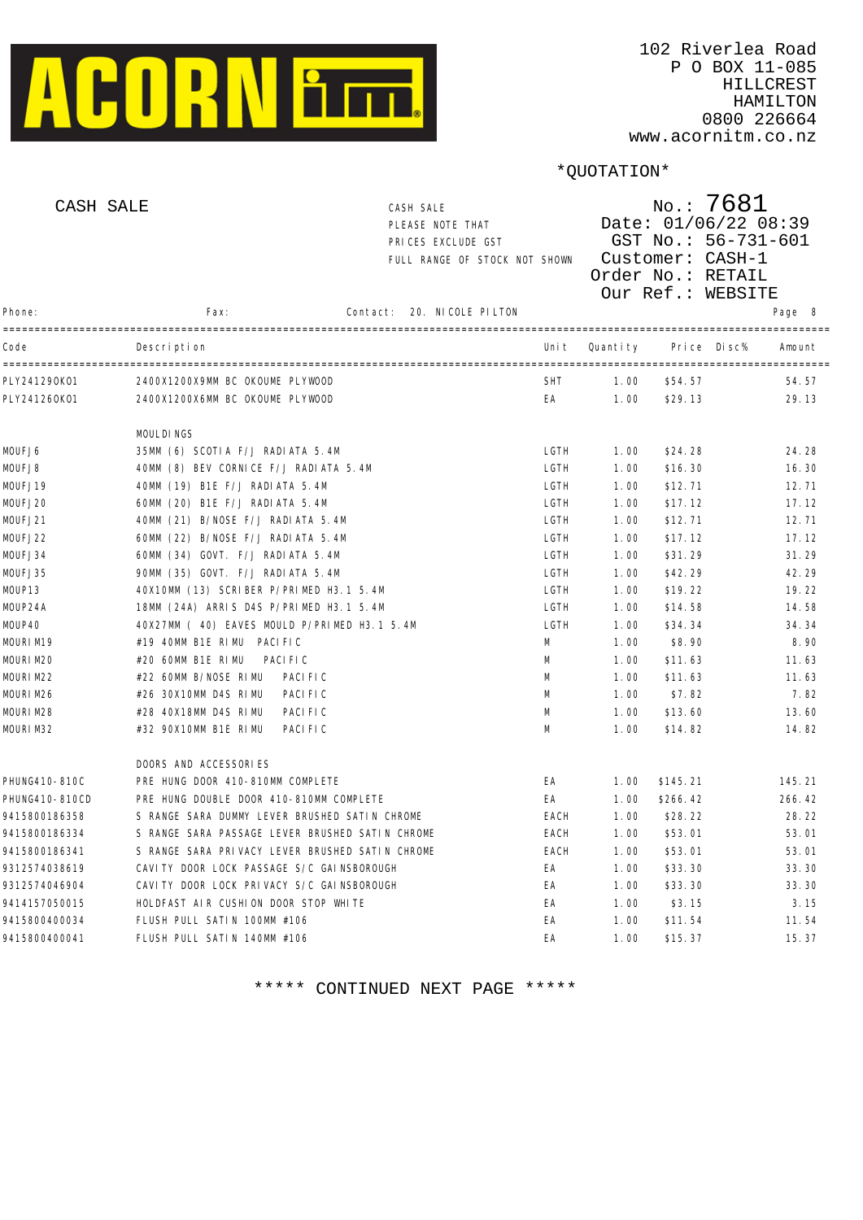**ACORN ITM**

102 Riverlea Road
P O BOX 11-085
HILLCREST
HAMILTON
0800 226664
www.acornitm.co.nz

*QUOTATION*

CASH SALE

CASH SALE
PLEASE NOTE THAT
PRICES EXCLUDE GST
FULL RANGE OF STOCK NOT SHOWN

No.: 7681
Date: 01/06/22 08:39
GST No.: 56-731-601
Customer: CASH-1
Order No.: RETAIL
Our Ref.: WEBSITE

Phone: Fax: Contact: 20. NICOLE PILTON

| Code | Description | Unit | Quantity | Price | Disc% | Amount |
|---|---|---|---|---|---|---|
| PLY241290KO1 | 2400X1200X9MM BC OKOUME PLYWOOD | SHT | 1.00 | $54.57 | | 54.57 |
| PLY241260KO1 | 2400X1200X6MM BC OKOUME PLYWOOD | EA | 1.00 | $29.13 | | 29.13 |
| | MOULDINGS | | | | | |
| MOUFJ6 | 35MM (6) SCOTIA F/J RADIATA 5.4M | LGTH | 1.00 | $24.28 | | 24.28 |
| MOUFJ8 | 40MM (8) BEV CORNICE F/J RADIATA 5.4M | LGTH | 1.00 | $16.30 | | 16.30 |
| MOUFJ19 | 40MM (19) B1E F/J RADIATA 5.4M | LGTH | 1.00 | $12.71 | | 12.71 |
| MOUFJ20 | 60MM (20) B1E F/J RADIATA 5.4M | LGTH | 1.00 | $17.12 | | 17.12 |
| MOUFJ21 | 40MM (21) B/NOSE F/J RADIATA 5.4M | LGTH | 1.00 | $12.71 | | 12.71 |
| MOUFJ22 | 60MM (22) B/NOSE F/J RADIATA 5.4M | LGTH | 1.00 | $17.12 | | 17.12 |
| MOUFJ34 | 60MM (34) GOVT. F/J RADIATA 5.4M | LGTH | 1.00 | $31.29 | | 31.29 |
| MOUFJ35 | 90MM (35) GOVT. F/J RADIATA 5.4M | LGTH | 1.00 | $42.29 | | 42.29 |
| MOUP13 | 40X10MM (13) SCRIBER P/PRIMED H3.1 5.4M | LGTH | 1.00 | $19.22 | | 19.22 |
| MOUP24A | 18MM (24A) ARRIS D4S P/PRIMED H3.1 5.4M | LGTH | 1.00 | $14.58 | | 14.58 |
| MOUP40 | 40X27MM ( 40) EAVES MOULD P/PRIMED H3.1 5.4M | LGTH | 1.00 | $34.34 | | 34.34 |
| MOURIM19 | #19 40MM B1E RIMU PACIFIC | M | 1.00 | $8.90 | | 8.90 |
| MOURIM20 | #20 60MM B1E RIMU PACIFIC | M | 1.00 | $11.63 | | 11.63 |
| MOURIM22 | #22 60MM B/NOSE RIMU PACIFIC | M | 1.00 | $11.63 | | 11.63 |
| MOURIM26 | #26 30X10MM D4S RIMU PACIFIC | M | 1.00 | $7.82 | | 7.82 |
| MOURIM28 | #28 40X18MM D4S RIMU PACIFIC | M | 1.00 | $13.60 | | 13.60 |
| MOURIM32 | #32 90X10MM B1E RIMU PACIFIC | M | 1.00 | $14.82 | | 14.82 |
| | DOORS AND ACCESSORIES | | | | | |
| PHUNG410-810C | PRE HUNG DOOR 410-810MM COMPLETE | EA | 1.00 | $145.21 | | 145.21 |
| PHUNG410-810CD | PRE HUNG DOUBLE DOOR 410-810MM COMPLETE | EA | 1.00 | $266.42 | | 266.42 |
| 9415800186358 | S RANGE SARA DUMMY LEVER BRUSHED SATIN CHROME | EACH | 1.00 | $28.22 | | 28.22 |
| 9415800186334 | S RANGE SARA PASSAGE LEVER BRUSHED SATIN CHROME | EACH | 1.00 | $53.01 | | 53.01 |
| 9415800186341 | S RANGE SARA PRIVACY LEVER BRUSHED SATIN CHROME | EACH | 1.00 | $53.01 | | 53.01 |
| 9312574038619 | CAVITY DOOR LOCK PASSAGE S/C GAINSBOROUGH | EA | 1.00 | $33.30 | | 33.30 |
| 9312574046904 | CAVITY DOOR LOCK PRIVACY S/C GAINSBOROUGH | EA | 1.00 | $33.30 | | 33.30 |
| 9414157050015 | HOLDFAST AIR CUSHION DOOR STOP WHITE | EA | 1.00 | $3.15 | | 3.15 |
| 9415800400034 | FLUSH PULL SATIN 100MM #106 | EA | 1.00 | $11.54 | | 11.54 |
| 9415800400041 | FLUSH PULL SATIN 140MM #106 | EA | 1.00 | $15.37 | | 15.37 |

***** CONTINUED NEXT PAGE *****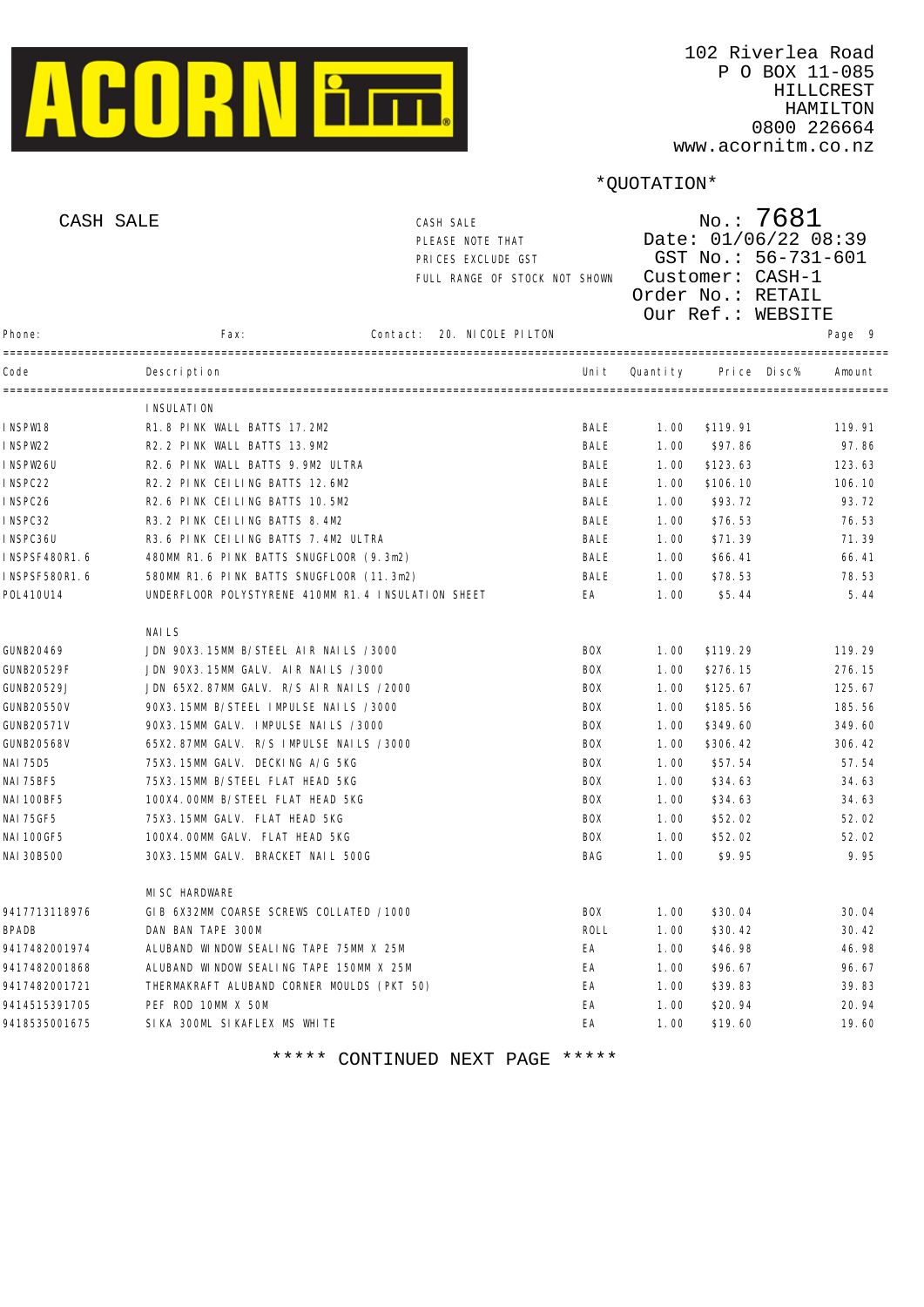ACORN ITM

102 Riverlea Road
P O BOX 11-085
HILLCREST
HAMILTON
0800 226664
www.acornitm.co.nz

*QUOTATION*

CASH SALE

CASH SALE
PLEASE NOTE THAT
PRICES EXCLUDE GST
FULL RANGE OF STOCK NOT SHOWN

No.: 7681
Date: 01/06/22 08:39
GST No.: 56-731-601
Customer: CASH-1
Order No.: RETAIL
Our Ref.: WEBSITE

Phone: Fax: Contact: 20. NICOLE PILTON

| Code | Description | Unit | Quantity | Price | Disc% | Amount |
|---|---|---|---|---|---|---|
| | INSULATION | | | | | |
| INSPW18 | R1.8 PINK WALL BATTS 17.2M2 | BALE | 1.00 | $119.91 | | 119.91 |
| INSPW22 | R2.2 PINK WALL BATTS 13.9M2 | BALE | 1.00 | $97.86 | | 97.86 |
| INSPW26U | R2.6 PINK WALL BATTS 9.9M2 ULTRA | BALE | 1.00 | $123.63 | | 123.63 |
| INSPC22 | R2.2 PINK CEILING BATTS 12.6M2 | BALE | 1.00 | $106.10 | | 106.10 |
| INSPC26 | R2.6 PINK CEILING BATTS 10.5M2 | BALE | 1.00 | $93.72 | | 93.72 |
| INSPC32 | R3.2 PINK CEILING BATTS 8.4M2 | BALE | 1.00 | $76.53 | | 76.53 |
| INSPC36U | R3.6 PINK CEILING BATTS 7.4M2 ULTRA | BALE | 1.00 | $71.39 | | 71.39 |
| INSPSF480R1.6 | 480MM R1.6 PINK BATTS SNUGFLOOR (9.3m2) | BALE | 1.00 | $66.41 | | 66.41 |
| INSPSF580R1.6 | 580MM R1.6 PINK BATTS SNUGFLOOR (11.3m2) | BALE | 1.00 | $78.53 | | 78.53 |
| POL410U14 | UNDERFLOOR POLYSTYRENE 410MM R1.4 INSULATION SHEET | EA | 1.00 | $5.44 | | 5.44 |
| | NAILS | | | | | |
| GUNB20469 | JDN 90X3.15MM B/STEEL AIR NAILS /3000 | BOX | 1.00 | $119.29 | | 119.29 |
| GUNB20529F | JDN 90X3.15MM GALV. AIR NAILS /3000 | BOX | 1.00 | $276.15 | | 276.15 |
| GUNB20529J | JDN 65X2.87MM GALV. R/S AIR NAILS /2000 | BOX | 1.00 | $125.67 | | 125.67 |
| GUNB20550V | 90X3.15MM B/STEEL IMPULSE NAILS /3000 | BOX | 1.00 | $185.56 | | 185.56 |
| GUNB20571V | 90X3.15MM GALV. IMPULSE NAILS /3000 | BOX | 1.00 | $349.60 | | 349.60 |
| GUNB20568V | 65X2.87MM GALV. R/S IMPULSE NAILS /3000 | BOX | 1.00 | $306.42 | | 306.42 |
| NAI75D5 | 75X3.15MM GALV. DECKING A/G 5KG | BOX | 1.00 | $57.54 | | 57.54 |
| NAI75BF5 | 75X3.15MM B/STEEL FLAT HEAD 5KG | BOX | 1.00 | $34.63 | | 34.63 |
| NAI100BF5 | 100X4.00MM B/STEEL FLAT HEAD 5KG | BOX | 1.00 | $34.63 | | 34.63 |
| NAI75GF5 | 75X3.15MM GALV. FLAT HEAD 5KG | BOX | 1.00 | $52.02 | | 52.02 |
| NAI100GF5 | 100X4.00MM GALV. FLAT HEAD 5KG | BOX | 1.00 | $52.02 | | 52.02 |
| NAI30B500 | 30X3.15MM GALV. BRACKET NAIL 500G | BAG | 1.00 | $9.95 | | 9.95 |
| | MISC HARDWARE | | | | | |
| 9417713118976 | GIB 6X32MM COARSE SCREWS COLLATED /1000 | BOX | 1.00 | $30.04 | | 30.04 |
| BPADB | DAN BAN TAPE 300M | ROLL | 1.00 | $30.42 | | 30.42 |
| 9417482001974 | ALUBAND WINDOW SEALING TAPE 75MM X 25M | EA | 1.00 | $46.98 | | 46.98 |
| 9417482001868 | ALUBAND WINDOW SEALING TAPE 150MM X 25M | EA | 1.00 | $96.67 | | 96.67 |
| 9417482001721 | THERMAKRAFT ALUBAND CORNER MOULDS (PKT 50) | EA | 1.00 | $39.83 | | 39.83 |
| 9414515391705 | PEF ROD 10MM X 50M | EA | 1.00 | $20.94 | | 20.94 |
| 9418535001675 | SIKA 300ML SIKAFLEX MS WHITE | EA | 1.00 | $19.60 | | 19.60 |

***** CONTINUED NEXT PAGE *****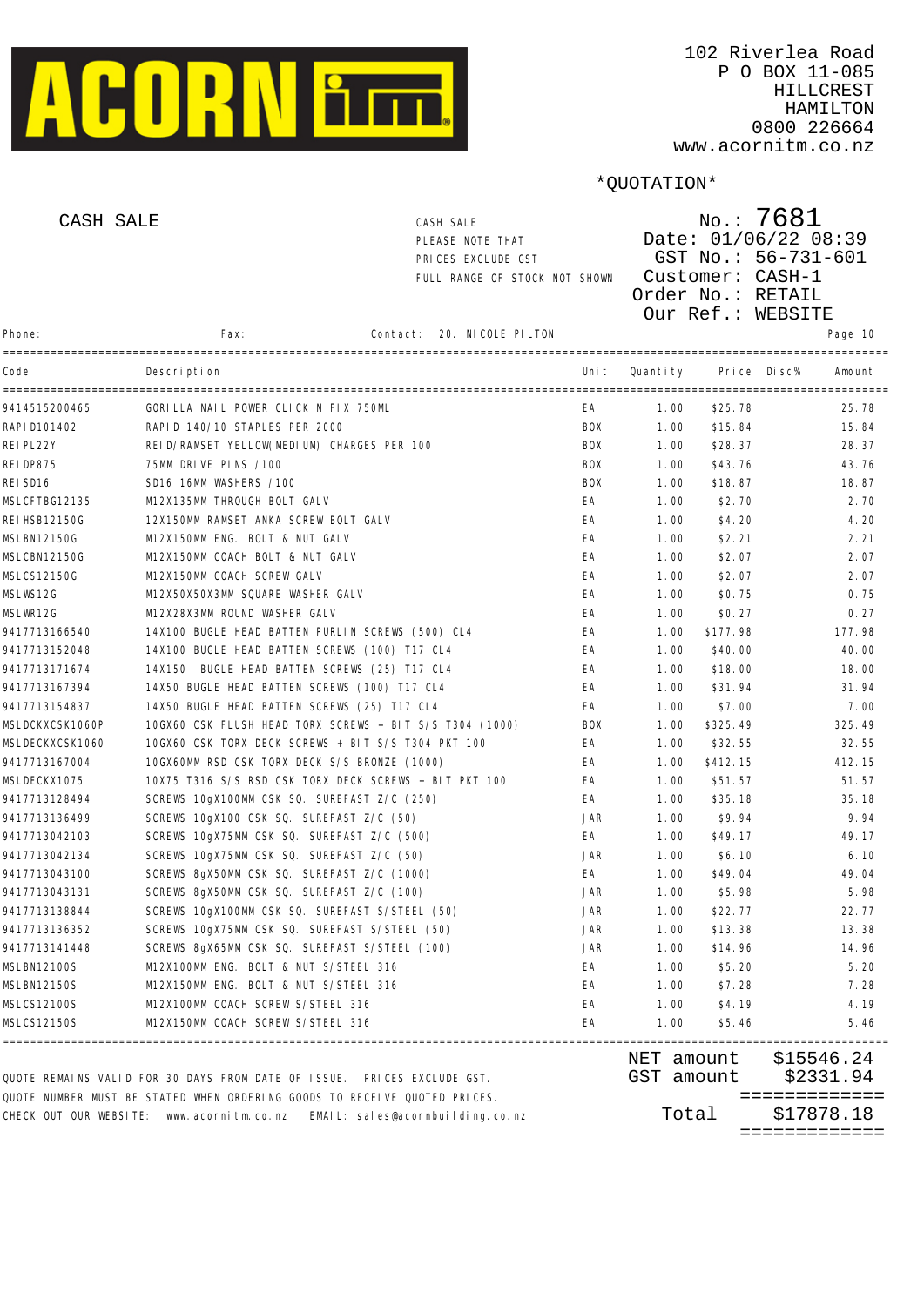ACORN itm

102 Riverlea Road
P O BOX 11-085
HILLCREST
HAMILTON
0800 226664
www.acornitm.co.nz

*QUOTATION*

CASH SALE

CASH SALE
PLEASE NOTE THAT
PRICES EXCLUDE GST
FULL RANGE OF STOCK NOT SHOWN

No.: 7681
Date: 01/06/22 08:39
GST No.: 56-731-601
Customer: CASH-1
Order No.: RETAIL
Our Ref.: WEBSITE

Phone: Fax: Contact: 20. NICOLE PILTON

| Code | Description | Unit | Quantity | Price | Disc% | Amount |
|---|---|---|---|---|---|---|
| 9414515200465 | GORILLA NAIL POWER CLICK N FIX 750ML | EA | 1.00 | $25.78 | | 25.78 |
| RAPID101402 | RAPID 140/10 STAPLES PER 2000 | BOX | 1.00 | $15.84 | | 15.84 |
| REIPL22Y | REID/RAMSET YELLOW(MEDIUM) CHARGES PER 100 | BOX | 1.00 | $28.37 | | 28.37 |
| REIDP875 | 75MM DRIVE PINS /100 | BOX | 1.00 | $43.76 | | 43.76 |
| REISD16 | SD16 16MM WASHERS /100 | BOX | 1.00 | $18.87 | | 18.87 |
| MSLCFTBG12135 | M12X135MM THROUGH BOLT GALV | EA | 1.00 | $2.70 | | 2.70 |
| REIHSB12150G | 12X150MM RAMSET ANKA SCREW BOLT GALV | EA | 1.00 | $4.20 | | 4.20 |
| MSLBN12150G | M12X150MM ENG. BOLT & NUT GALV | EA | 1.00 | $2.21 | | 2.21 |
| MSLCBN12150G | M12X150MM COACH BOLT & NUT GALV | EA | 1.00 | $2.07 | | 2.07 |
| MSLCS12150G | M12X150MM COACH SCREW GALV | EA | 1.00 | $2.07 | | 2.07 |
| MSLWS12G | M12X50X50X3MM SQUARE WASHER GALV | EA | 1.00 | $0.75 | | 0.75 |
| MSLWR12G | M12X28X3MM ROUND WASHER GALV | EA | 1.00 | $0.27 | | 0.27 |
| 9417713166540 | 14X100 BUGLE HEAD BATTEN PURLIN SCREWS (500) CL4 | EA | 1.00 | $177.98 | | 177.98 |
| 9417713152048 | 14X100 BUGLE HEAD BATTEN SCREWS (100) T17 CL4 | EA | 1.00 | $40.00 | | 40.00 |
| 9417713171674 | 14X150 BUGLE HEAD BATTEN SCREWS (25) T17 CL4 | EA | 1.00 | $18.00 | | 18.00 |
| 9417713167394 | 14X50 BUGLE HEAD BATTEN SCREWS (100) T17 CL4 | EA | 1.00 | $31.94 | | 31.94 |
| 9417713154837 | 14X50 BUGLE HEAD BATTEN SCREWS (25) T17 CL4 | EA | 1.00 | $7.00 | | 7.00 |
| MSLDCKXCSK1060P | 10GX60 CSK FLUSH HEAD TORX SCREWS + BIT S/S T304 (1000) | BOX | 1.00 | $325.49 | | 325.49 |
| MSLDECKXCSK1060 | 10GX60 CSK TORX DECK SCREWS + BIT S/S T304 PKT 100 | EA | 1.00 | $32.55 | | 32.55 |
| 9417713167004 | 10GX60MM RSD CSK TORX DECK S/S BRONZE (1000) | EA | 1.00 | $412.15 | | 412.15 |
| MSLDECKX1075 | 10X75 T316 S/S RSD CSK TORX DECK SCREWS + BIT PKT 100 | EA | 1.00 | $51.57 | | 51.57 |
| 9417713128494 | SCREWS 10gX100MM CSK SQ. SUREFAST Z/C (250) | EA | 1.00 | $35.18 | | 35.18 |
| 9417713136499 | SCREWS 10gX100 CSK SQ. SUREFAST Z/C (50) | JAR | 1.00 | $9.94 | | 9.94 |
| 9417713042103 | SCREWS 10gX75MM CSK SQ. SUREFAST Z/C (500) | EA | 1.00 | $49.17 | | 49.17 |
| 9417713042134 | SCREWS 10gX75MM CSK SQ. SUREFAST Z/C (50) | JAR | 1.00 | $6.10 | | 6.10 |
| 9417713043100 | SCREWS 8gX50MM CSK SQ. SUREFAST Z/C (1000) | EA | 1.00 | $49.04 | | 49.04 |
| 9417713043131 | SCREWS 8gX50MM CSK SQ. SUREFAST Z/C (100) | JAR | 1.00 | $5.98 | | 5.98 |
| 9417713138844 | SCREWS 10gX100MM CSK SQ. SUREFAST S/STEEL (50) | JAR | 1.00 | $22.77 | | 22.77 |
| 9417713136352 | SCREWS 10gX75MM CSK SQ. SUREFAST S/STEEL (50) | JAR | 1.00 | $13.38 | | 13.38 |
| 9417713141448 | SCREWS 8gX65MM CSK SQ. SUREFAST S/STEEL (100) | JAR | 1.00 | $14.96 | | 14.96 |
| MSLBN12100S | M12X100MM ENG. BOLT & NUT S/STEEL 316 | EA | 1.00 | $5.20 | | 5.20 |
| MSLBN12150S | M12X150MM ENG. BOLT & NUT S/STEEL 316 | EA | 1.00 | $7.28 | | 7.28 |
| MSLCS12100S | M12X100MM COACH SCREW S/STEEL 316 | EA | 1.00 | $4.19 | | 4.19 |
| MSLCS12150S | M12X150MM COACH SCREW S/STEEL 316 | EA | 1.00 | $5.46 | | 5.46 |

QUOTE REMAINS VALID FOR 30 DAYS FROM DATE OF ISSUE. PRICES EXCLUDE GST.
QUOTE NUMBER MUST BE STATED WHEN ORDERING GOODS TO RECEIVE QUOTED PRICES.
CHECK OUT OUR WEBSITE: www.acornitm.co.nz EMAIL: sales@acornbuilding.co.nz

| | |
|---|---|
| NET amount | $15546.24 |
| GST amount | $2331.94 |
| Total | $17878.18 |